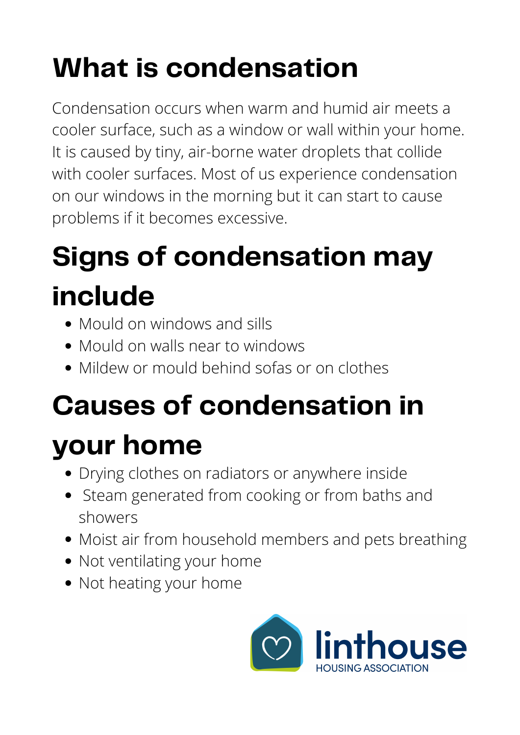# What is condensation

Condensation occurs when warm and humid air meets a cooler surface, such as a window or wall within your home. It is caused by tiny, air-borne water droplets that collide with cooler surfaces. Most of us experience condensation on our windows in the morning but it can start to cause problems if it becomes excessive.

# Signs of condensation may include

- Mould on windows and sills
- Mould on walls near to windows
- Mildew or mould behind sofas or on clothes

# Causes of condensation in your home

- Drying clothes on radiators or anywhere inside
- Steam generated from cooking or from baths and showers
- Moist air from household members and pets breathing
- Not ventilating your home
- Not heating your home

linthouse
HOUSING ASSOCIATION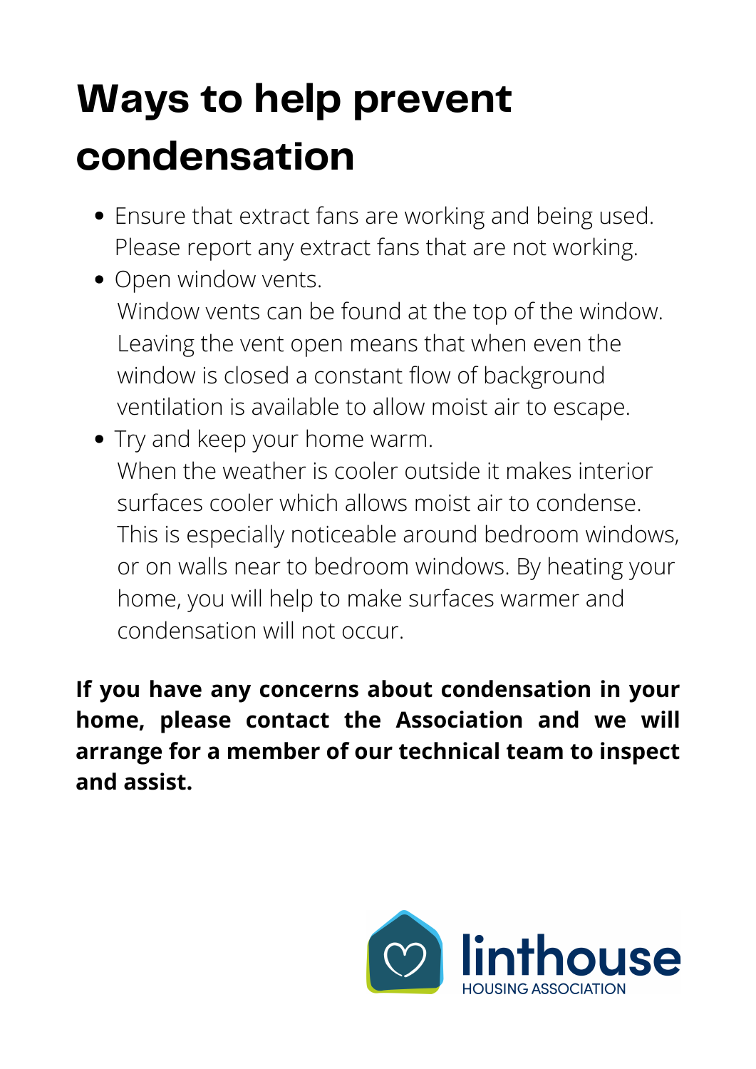# Ways to help prevent condensation

- Ensure that extract fans are working and being used. Please report any extract fans that are not working.
- Open window vents.
  Window vents can be found at the top of the window. Leaving the vent open means that when even the window is closed a constant flow of background ventilation is available to allow moist air to escape.
- Try and keep your home warm.
  When the weather is cooler outside it makes interior surfaces cooler which allows moist air to condense. This is especially noticeable around bedroom windows, or on walls near to bedroom windows. By heating your home, you will help to make surfaces warmer and condensation will not occur.

**If you have any concerns about condensation in your home, please contact the Association and we will arrange for a member of our technical team to inspect and assist.**

linthouse
HOUSING ASSOCIATION